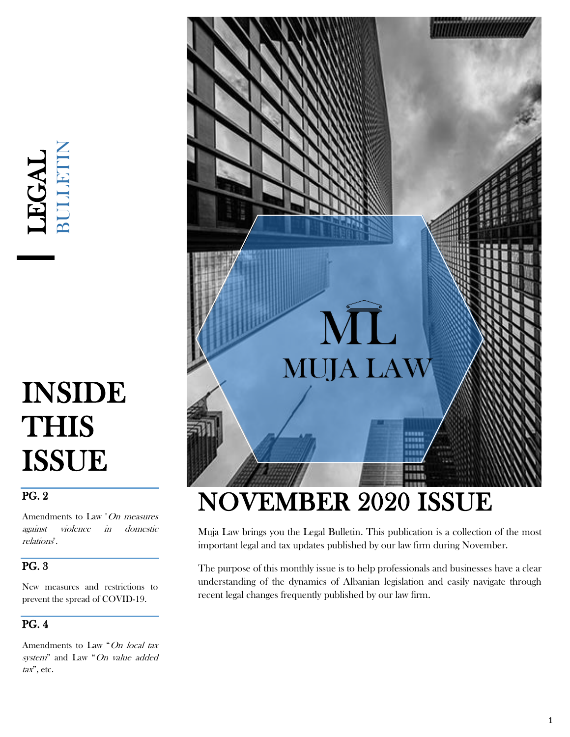# LEGAL BULLETIN

ML
MUJA LAW

# NOVEMBER 2020 ISSUE

Muja Law brings you the Legal Bulletin. This publication is a collection of the most important legal and tax updates published by our law firm during November.

The purpose of this monthly issue is to help professionals and businesses have a clear understanding of the dynamics of Albanian legislation and easily navigate through recent legal changes frequently published by our law firm.

## INSIDE THIS ISSUE

**PG. 2**

Amendments to Law "*On measures against violence in domestic relations*".

**PG. 3**

New measures and restrictions to prevent the spread of COVID-19.

**PG. 4**

Amendments to Law "*On local tax system*" and Law "*On value added tax*", etc.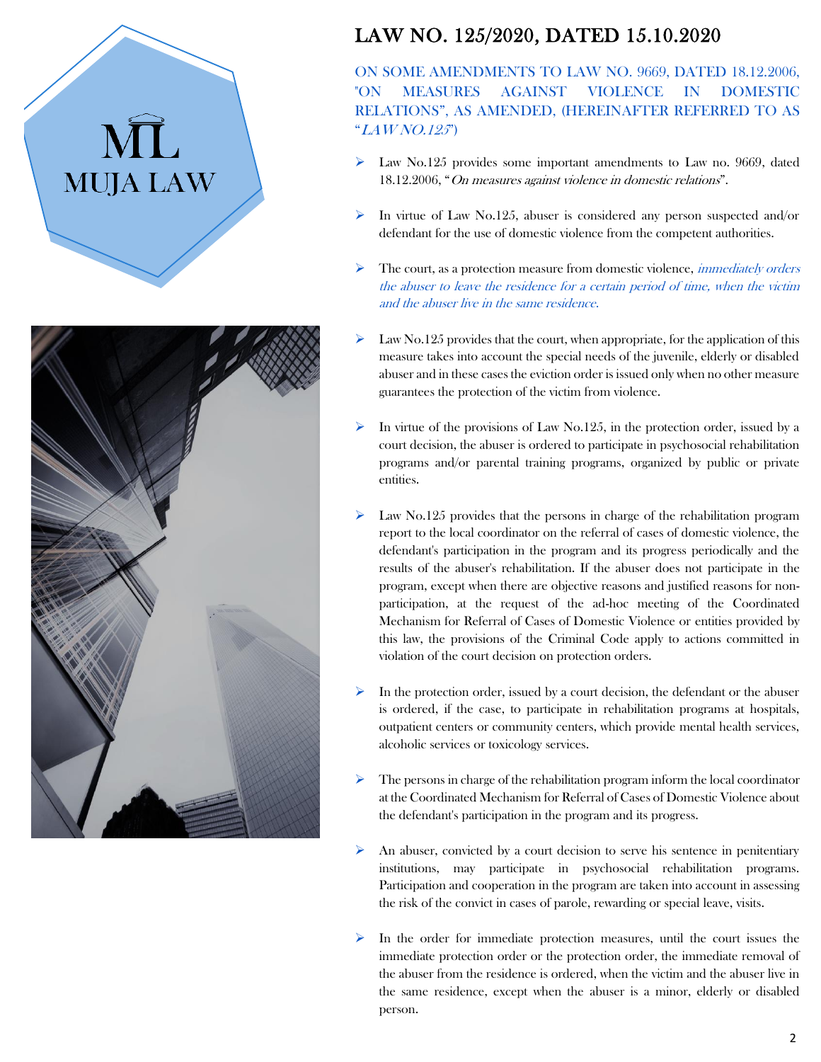# LAW NO. 125/2020, DATED 15.10.2020

## ON SOME AMENDMENTS TO LAW NO. 9669, DATED 18.12.2006, "ON MEASURES AGAINST VIOLENCE IN DOMESTIC RELATIONS", AS AMENDED, (HEREINAFTER REFERRED TO AS "*LAW NO.125*")

- Law No.125 provides some important amendments to Law no. 9669, dated 18.12.2006, "*On measures against violence in domestic relations*".
- In virtue of Law No.125, abuser is considered any person suspected and/or defendant for the use of domestic violence from the competent authorities.
- The court, as a protection measure from domestic violence, *immediately orders the abuser to leave the residence for a certain period of time, when the victim and the abuser live in the same residence.*
- Law No.125 provides that the court, when appropriate, for the application of this measure takes into account the special needs of the juvenile, elderly or disabled abuser and in these cases the eviction order is issued only when no other measure guarantees the protection of the victim from violence.
- In virtue of the provisions of Law No.125, in the protection order, issued by a court decision, the abuser is ordered to participate in psychosocial rehabilitation programs and/or parental training programs, organized by public or private entities.
- Law No.125 provides that the persons in charge of the rehabilitation program report to the local coordinator on the referral of cases of domestic violence, the defendant's participation in the program and its progress periodically and the results of the abuser's rehabilitation. If the abuser does not participate in the program, except when there are objective reasons and justified reasons for non-participation, at the request of the ad-hoc meeting of the Coordinated Mechanism for Referral of Cases of Domestic Violence or entities provided by this law, the provisions of the Criminal Code apply to actions committed in violation of the court decision on protection orders.
- In the protection order, issued by a court decision, the defendant or the abuser is ordered, if the case, to participate in rehabilitation programs at hospitals, outpatient centers or community centers, which provide mental health services, alcoholic services or toxicology services.
- The persons in charge of the rehabilitation program inform the local coordinator at the Coordinated Mechanism for Referral of Cases of Domestic Violence about the defendant's participation in the program and its progress.
- An abuser, convicted by a court decision to serve his sentence in penitentiary institutions, may participate in psychosocial rehabilitation programs. Participation and cooperation in the program are taken into account in assessing the risk of the convict in cases of parole, rewarding or special leave, visits.
- In the order for immediate protection measures, until the court issues the immediate protection order or the protection order, the immediate removal of the abuser from the residence is ordered, when the victim and the abuser live in the same residence, except when the abuser is a minor, elderly or disabled person.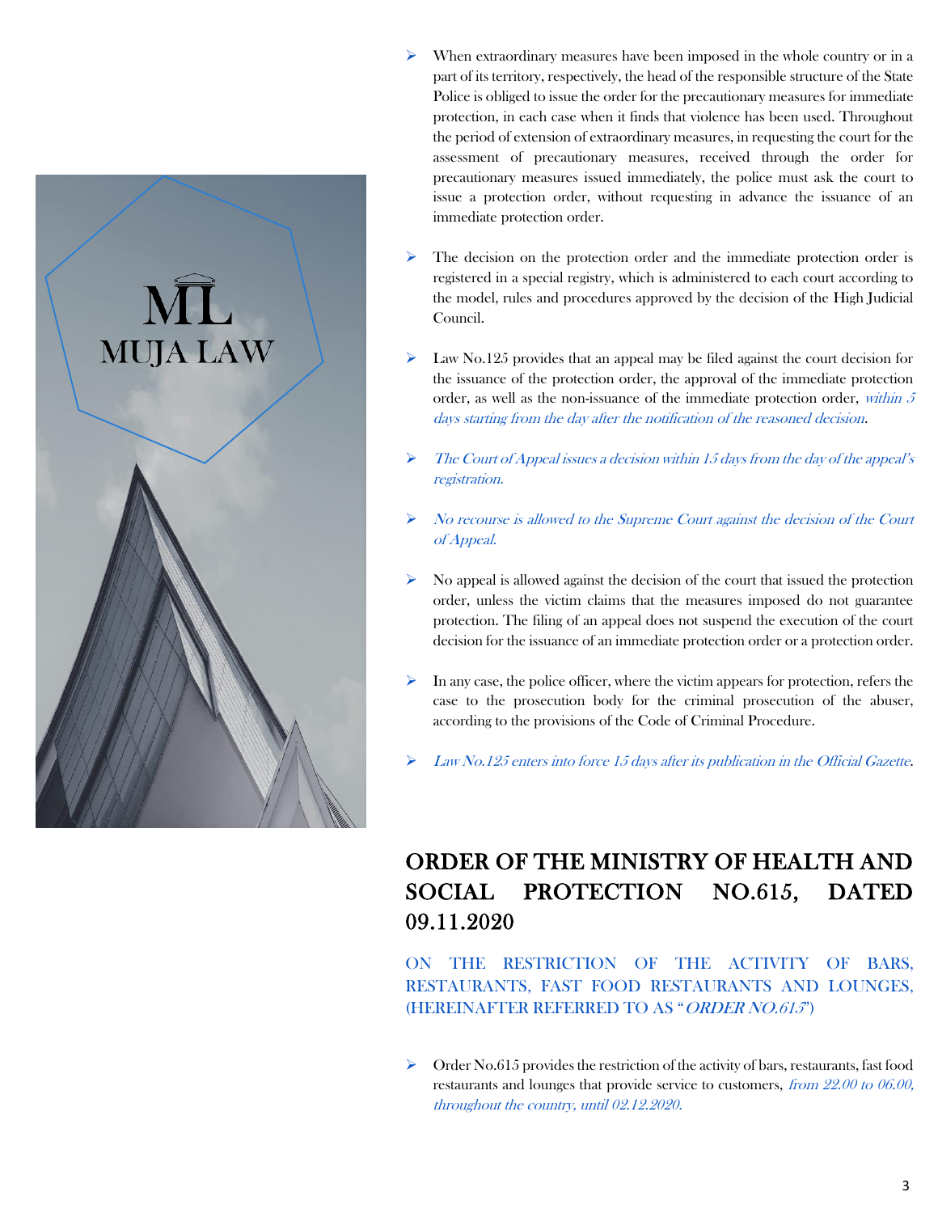- When extraordinary measures have been imposed in the whole country or in a part of its territory, respectively, the head of the responsible structure of the State Police is obliged to issue the order for the precautionary measures for immediate protection, in each case when it finds that violence has been used. Throughout the period of extension of extraordinary measures, in requesting the court for the assessment of precautionary measures, received through the order for precautionary measures issued immediately, the police must ask the court to issue a protection order, without requesting in advance the issuance of an immediate protection order.

- The decision on the protection order and the immediate protection order is registered in a special registry, which is administered to each court according to the model, rules and procedures approved by the decision of the High Judicial Council.

- Law No.125 provides that an appeal may be filed against the court decision for the issuance of the protection order, the approval of the immediate protection order, as well as the non-issuance of the immediate protection order, *within 5 days starting from the day after the notification of the reasoned decision*.

- *The Court of Appeal issues a decision within 15 days from the day of the appeal's registration.*

- *No recourse is allowed to the Supreme Court against the decision of the Court of Appeal.*

- No appeal is allowed against the decision of the court that issued the protection order, unless the victim claims that the measures imposed do not guarantee protection. The filing of an appeal does not suspend the execution of the court decision for the issuance of an immediate protection order or a protection order.

- In any case, the police officer, where the victim appears for protection, refers the case to the prosecution body for the criminal prosecution of the abuser, according to the provisions of the Code of Criminal Procedure.

- *Law No.125 enters into force 15 days after its publication in the Official Gazette.*

## ORDER OF THE MINISTRY OF HEALTH AND SOCIAL PROTECTION NO.615, DATED 09.11.2020

### ON THE RESTRICTION OF THE ACTIVITY OF BARS, RESTAURANTS, FAST FOOD RESTAURANTS AND LOUNGES, (HEREINAFTER REFERRED TO AS "*ORDER NO.615*")

- Order No.615 provides the restriction of the activity of bars, restaurants, fast food restaurants and lounges that provide service to customers, *from 22.00 to 06.00, throughout the country, until 02.12.2020.*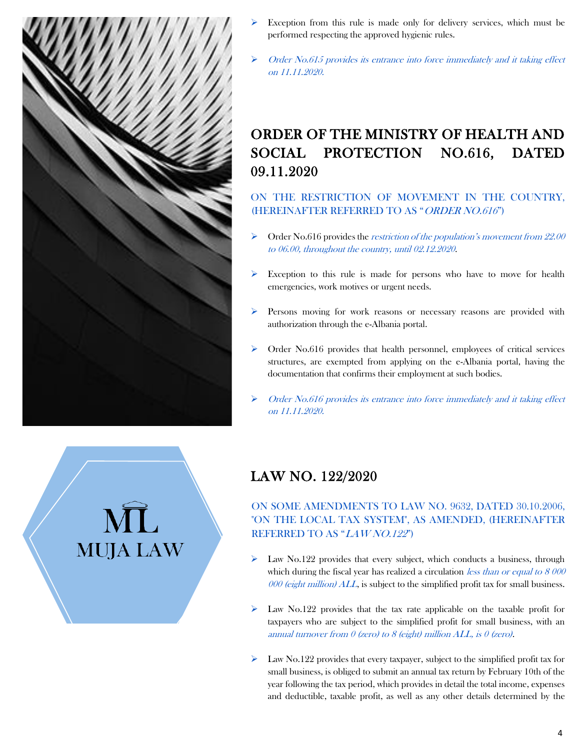- Exception from this rule is made only for delivery services, which must be performed respecting the approved hygienic rules.
- *Order No.615 provides its entrance into force immediately and it taking effect on 11.11.2020.*

## ORDER OF THE MINISTRY OF HEALTH AND SOCIAL PROTECTION NO.616, DATED 09.11.2020

### ON THE RESTRICTION OF MOVEMENT IN THE COUNTRY, (HEREINAFTER REFERRED TO AS "*ORDER NO.616*")

- Order No.616 provides the *restriction of the population's movement from 22.00 to 06.00, throughout the country, until 02.12.2020*.
- Exception to this rule is made for persons who have to move for health emergencies, work motives or urgent needs.
- Persons moving for work reasons or necessary reasons are provided with authorization through the e-Albania portal.
- Order No.616 provides that health personnel, employees of critical services structures, are exempted from applying on the e-Albania portal, having the documentation that confirms their employment at such bodies.
- *Order No.616 provides its entrance into force immediately and it taking effect on 11.11.2020.*

## LAW NO. 122/2020

### ON SOME AMENDMENTS TO LAW NO. 9632, DATED 30.10.2006, "ON THE LOCAL TAX SYSTEM", AS AMENDED, (HEREINAFTER REFERRED TO AS "*LAW NO.122*")

- Law No.122 provides that every subject, which conducts a business, through which during the fiscal year has realized a circulation *less than or equal to 8 000 000 (eight million) ALL*, is subject to the simplified profit tax for small business.
- Law No.122 provides that the tax rate applicable on the taxable profit for taxpayers who are subject to the simplified profit for small business, with an *annual turnover from 0 (zero) to 8 (eight) million ALL, is 0 (zero)*.
- Law No.122 provides that every taxpayer, subject to the simplified profit tax for small business, is obliged to submit an annual tax return by February 10th of the year following the tax period, which provides in detail the total income, expenses and deductible, taxable profit, as well as any other details determined by the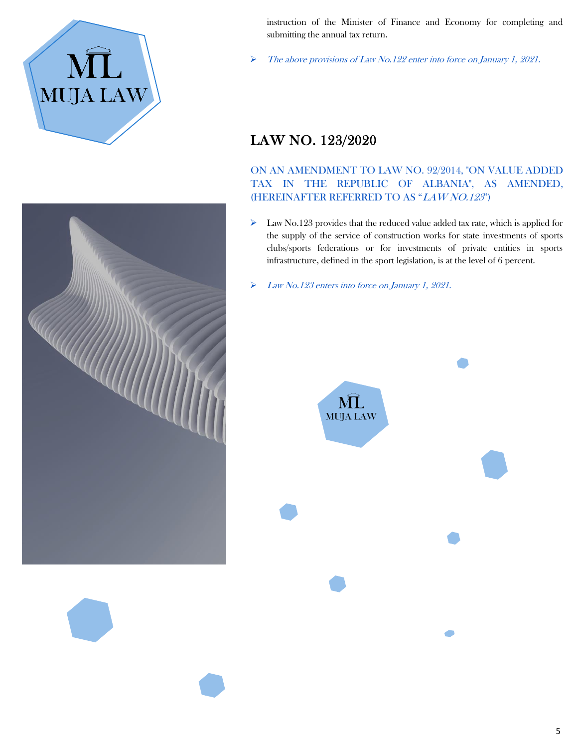instruction of the Minister of Finance and Economy for completing and submitting the annual tax return.

- *The above provisions of Law No.122 enter into force on January 1, 2021.*

## LAW NO. 123/2020

ON AN AMENDMENT TO LAW NO. 92/2014, "ON VALUE ADDED TAX IN THE REPUBLIC OF ALBANIA", AS AMENDED, (HEREINAFTER REFERRED TO AS "*LAW NO.123*")

- Law No.123 provides that the reduced value added tax rate, which is applied for the supply of the service of construction works for state investments of sports clubs/sports federations or for investments of private entities in sports infrastructure, defined in the sport legislation, is at the level of 6 percent.

- *Law No.123 enters into force on January 1, 2021.*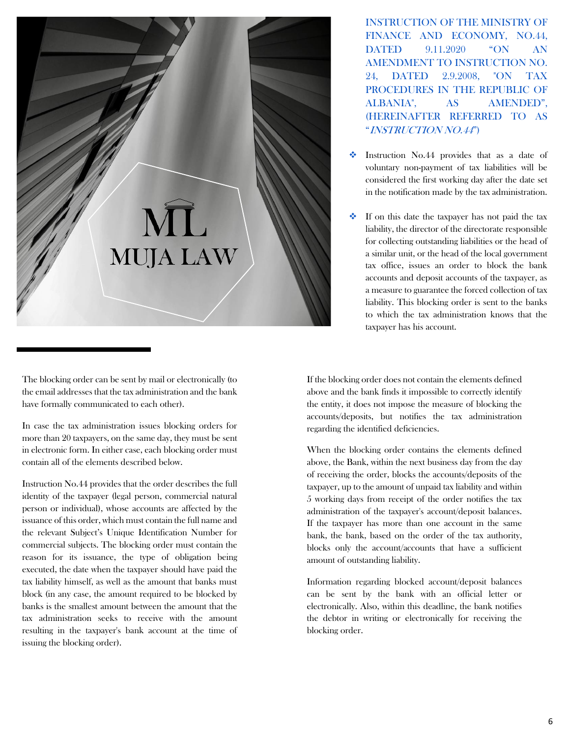## INSTRUCTION OF THE MINISTRY OF FINANCE AND ECONOMY, NO.44, DATED 9.11.2020 "ON AN AMENDMENT TO INSTRUCTION NO. 24, DATED 2.9.2008, "ON TAX PROCEDURES IN THE REPUBLIC OF ALBANIA", AS AMENDED", (HEREINAFTER REFERRED TO AS "*INSTRUCTION NO.44*")

- Instruction No.44 provides that as a date of voluntary non-payment of tax liabilities will be considered the first working day after the date set in the notification made by the tax administration.
- If on this date the taxpayer has not paid the tax liability, the director of the directorate responsible for collecting outstanding liabilities or the head of a similar unit, or the head of the local government tax office, issues an order to block the bank accounts and deposit accounts of the taxpayer, as a measure to guarantee the forced collection of tax liability. This blocking order is sent to the banks to which the tax administration knows that the taxpayer has his account.

The blocking order can be sent by mail or electronically (to the email addresses that the tax administration and the bank have formally communicated to each other).

In case the tax administration issues blocking orders for more than 20 taxpayers, on the same day, they must be sent in electronic form. In either case, each blocking order must contain all of the elements described below.

Instruction No.44 provides that the order describes the full identity of the taxpayer (legal person, commercial natural person or individual), whose accounts are affected by the issuance of this order, which must contain the full name and the relevant Subject's Unique Identification Number for commercial subjects. The blocking order must contain the reason for its issuance, the type of obligation being executed, the date when the taxpayer should have paid the tax liability himself, as well as the amount that banks must block (in any case, the amount required to be blocked by banks is the smallest amount between the amount that the tax administration seeks to receive with the amount resulting in the taxpayer's bank account at the time of issuing the blocking order).

If the blocking order does not contain the elements defined above and the bank finds it impossible to correctly identify the entity, it does not impose the measure of blocking the accounts/deposits, but notifies the tax administration regarding the identified deficiencies.

When the blocking order contains the elements defined above, the Bank, within the next business day from the day of receiving the order, blocks the accounts/deposits of the taxpayer, up to the amount of unpaid tax liability and within 5 working days from receipt of the order notifies the tax administration of the taxpayer's account/deposit balances. If the taxpayer has more than one account in the same bank, the bank, based on the order of the tax authority, blocks only the account/accounts that have a sufficient amount of outstanding liability.

Information regarding blocked account/deposit balances can be sent by the bank with an official letter or electronically. Also, within this deadline, the bank notifies the debtor in writing or electronically for receiving the blocking order.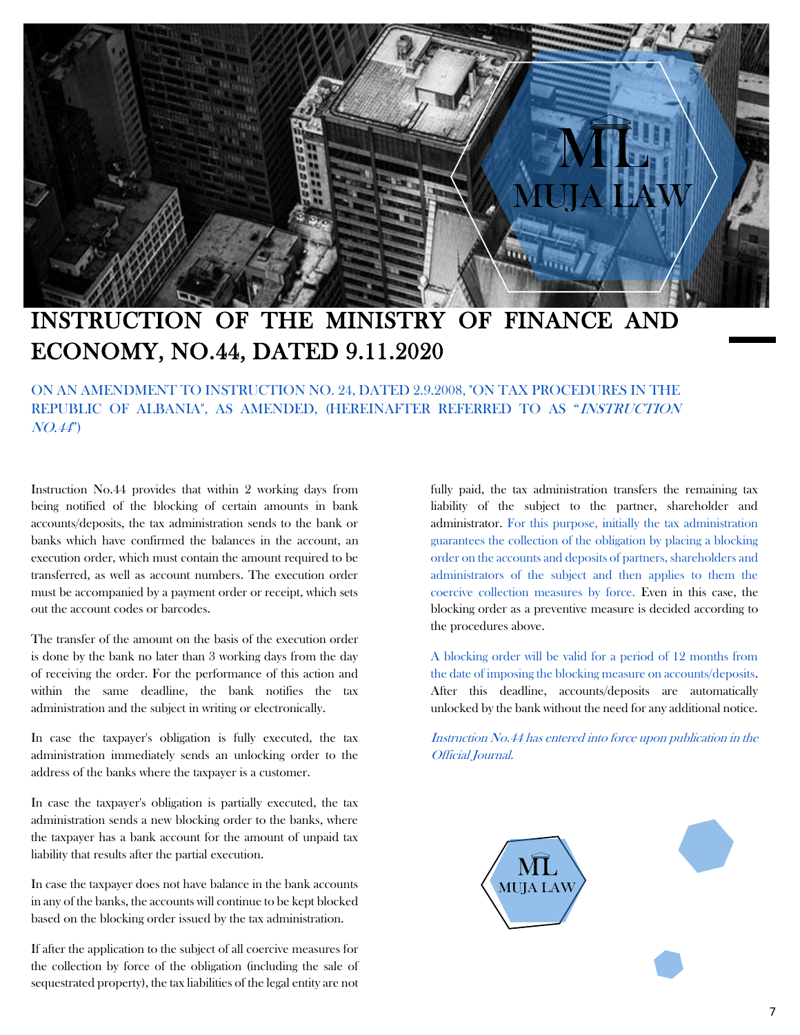# INSTRUCTION OF THE MINISTRY OF FINANCE AND ECONOMY, NO.44, DATED 9.11.2020

ON AN AMENDMENT TO INSTRUCTION NO. 24, DATED 2.9.2008, "ON TAX PROCEDURES IN THE REPUBLIC OF ALBANIA", AS AMENDED, (HEREINAFTER REFERRED TO AS "*INSTRUCTION NO.44*")

Instruction No.44 provides that within 2 working days from being notified of the blocking of certain amounts in bank accounts/deposits, the tax administration sends to the bank or banks which have confirmed the balances in the account, an execution order, which must contain the amount required to be transferred, as well as account numbers. The execution order must be accompanied by a payment order or receipt, which sets out the account codes or barcodes.

The transfer of the amount on the basis of the execution order is done by the bank no later than 3 working days from the day of receiving the order. For the performance of this action and within the same deadline, the bank notifies the tax administration and the subject in writing or electronically.

In case the taxpayer's obligation is fully executed, the tax administration immediately sends an unlocking order to the address of the banks where the taxpayer is a customer.

In case the taxpayer's obligation is partially executed, the tax administration sends a new blocking order to the banks, where the taxpayer has a bank account for the amount of unpaid tax liability that results after the partial execution.

In case the taxpayer does not have balance in the bank accounts in any of the banks, the accounts will continue to be kept blocked based on the blocking order issued by the tax administration.

If after the application to the subject of all coercive measures for the collection by force of the obligation (including the sale of sequestrated property), the tax liabilities of the legal entity are not fully paid, the tax administration transfers the remaining tax liability of the subject to the partner, shareholder and administrator. For this purpose, initially the tax administration guarantees the collection of the obligation by placing a blocking order on the accounts and deposits of partners, shareholders and administrators of the subject and then applies to them the coercive collection measures by force. Even in this case, the blocking order as a preventive measure is decided according to the procedures above.

A blocking order will be valid for a period of 12 months from the date of imposing the blocking measure on accounts/deposits. After this deadline, accounts/deposits are automatically unlocked by the bank without the need for any additional notice.

*Instruction No.44 has entered into force upon publication in the Official Journal.*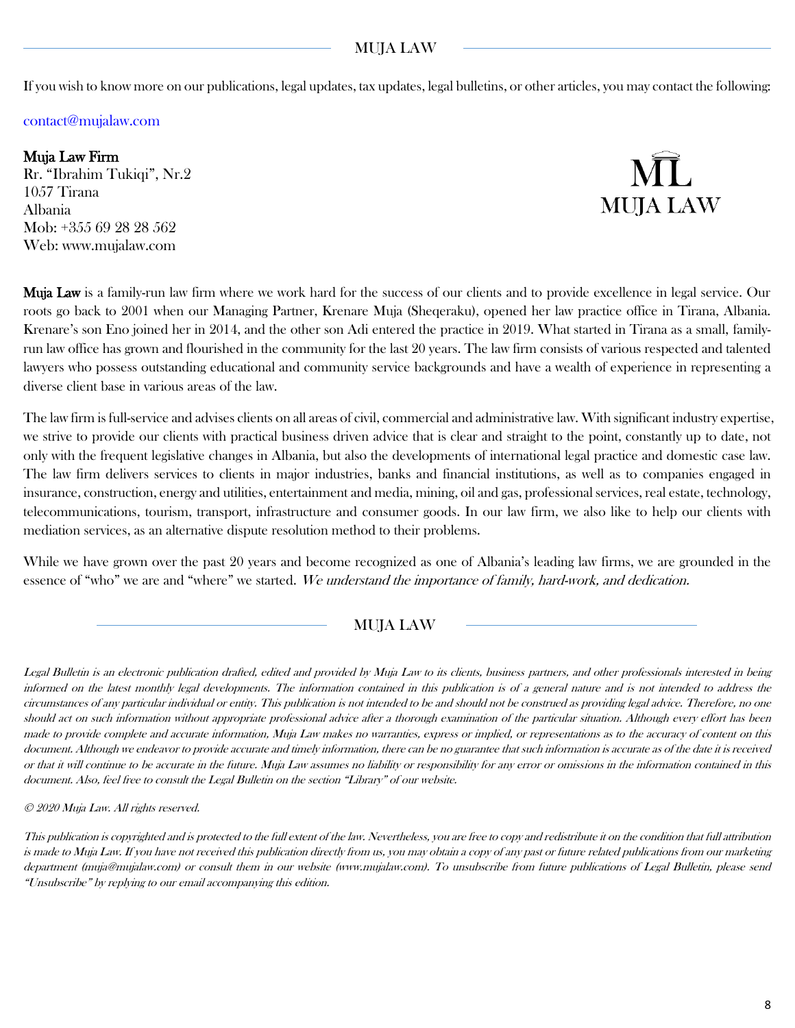MUJA LAW

If you wish to know more on our publications, legal updates, tax updates, legal bulletins, or other articles, you may contact the following:

contact@mujalaw.com

**Muja Law Firm**
Rr. "Ibrahim Tukiqi", Nr.2
1057 Tirana
Albania
Mob: +355 69 28 28 562
Web: www.mujalaw.com

ML
MUJA LAW

**Muja Law** is a family-run law firm where we work hard for the success of our clients and to provide excellence in legal service. Our roots go back to 2001 when our Managing Partner, Krenare Muja (Sheqeraku), opened her law practice office in Tirana, Albania. Krenare's son Eno joined her in 2014, and the other son Adi entered the practice in 2019. What started in Tirana as a small, family-run law office has grown and flourished in the community for the last 20 years. The law firm consists of various respected and talented lawyers who possess outstanding educational and community service backgrounds and have a wealth of experience in representing a diverse client base in various areas of the law.

The law firm is full-service and advises clients on all areas of civil, commercial and administrative law. With significant industry expertise, we strive to provide our clients with practical business driven advice that is clear and straight to the point, constantly up to date, not only with the frequent legislative changes in Albania, but also the developments of international legal practice and domestic case law. The law firm delivers services to clients in major industries, banks and financial institutions, as well as to companies engaged in insurance, construction, energy and utilities, entertainment and media, mining, oil and gas, professional services, real estate, technology, telecommunications, tourism, transport, infrastructure and consumer goods. In our law firm, we also like to help our clients with mediation services, as an alternative dispute resolution method to their problems.

While we have grown over the past 20 years and become recognized as one of Albania's leading law firms, we are grounded in the essence of "who" we are and "where" we started. *We understand the importance of family, hard-work, and dedication.*

MUJA LAW

*Legal Bulletin is an electronic publication drafted, edited and provided by Muja Law to its clients, business partners, and other professionals interested in being informed on the latest monthly legal developments. The information contained in this publication is of a general nature and is not intended to address the circumstances of any particular individual or entity. This publication is not intended to be and should not be construed as providing legal advice. Therefore, no one should act on such information without appropriate professional advice after a thorough examination of the particular situation. Although every effort has been made to provide complete and accurate information, Muja Law makes no warranties, express or implied, or representations as to the accuracy of content on this document. Although we endeavor to provide accurate and timely information, there can be no guarantee that such information is accurate as of the date it is received or that it will continue to be accurate in the future. Muja Law assumes no liability or responsibility for any error or omissions in the information contained in this document. Also, feel free to consult the Legal Bulletin on the section "Library" of our website.*

*© 2020 Muja Law. All rights reserved.*

*This publication is copyrighted and is protected to the full extent of the law. Nevertheless, you are free to copy and redistribute it on the condition that full attribution is made to Muja Law. If you have not received this publication directly from us, you may obtain a copy of any past or future related publications from our marketing department (muja@mujalaw.com) or consult them in our website (www.mujalaw.com). To unsubscribe from future publications of Legal Bulletin, please send "Unsubscribe" by replying to our email accompanying this edition.*